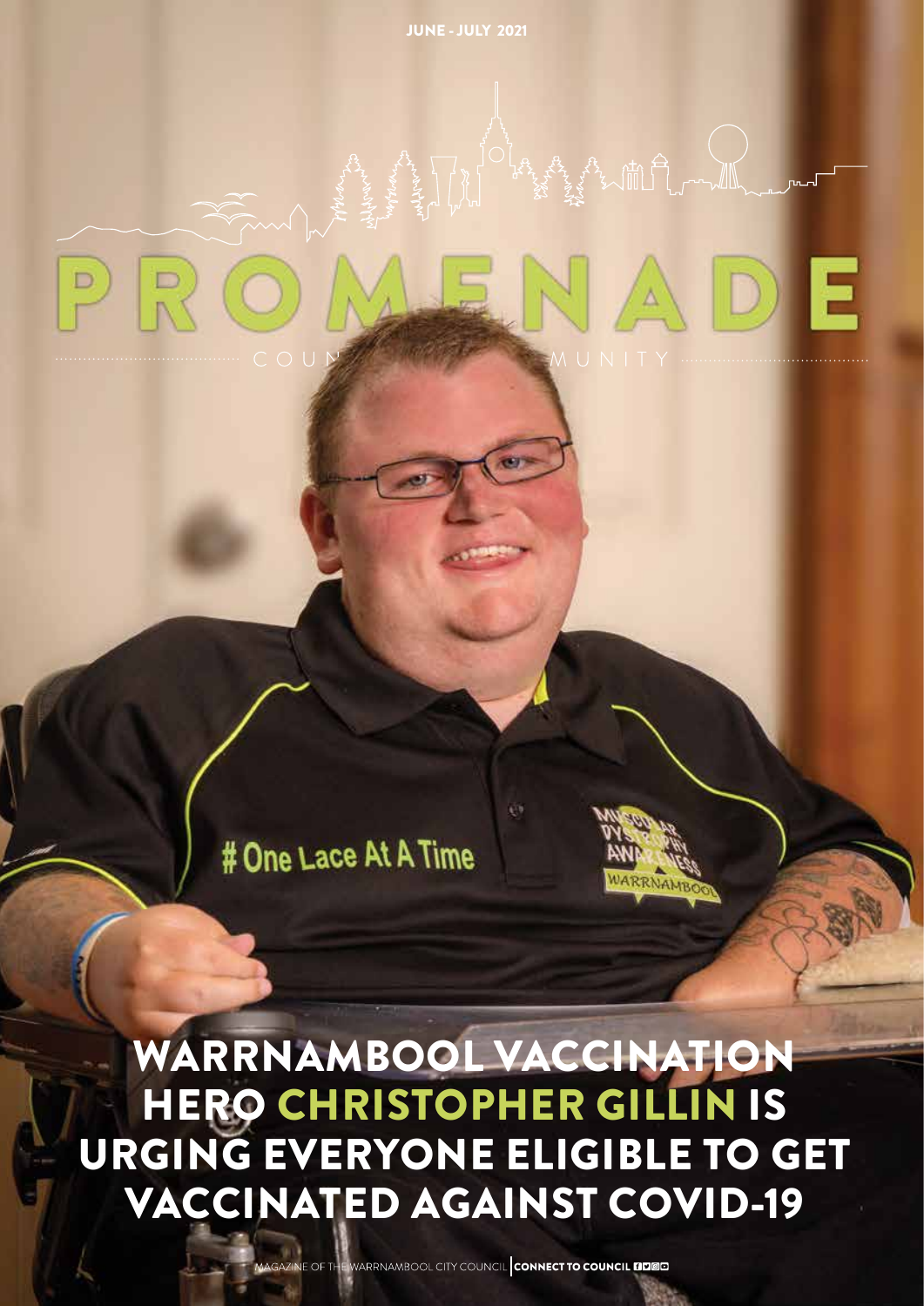JUNE - JULY 2021

# PROMENADE

COUN... MUNITY

# WARRNAMBOOL VACCINATION HERO CHRISTOPHER GILLIN IS URGING EVERYONE ELIGIBLE TO GET VACCINATED AGAINST COVID-19

MAGAZINE OF THE WARRNAMBOOL CITY COUNCIL | CONNECT TO COUNCIL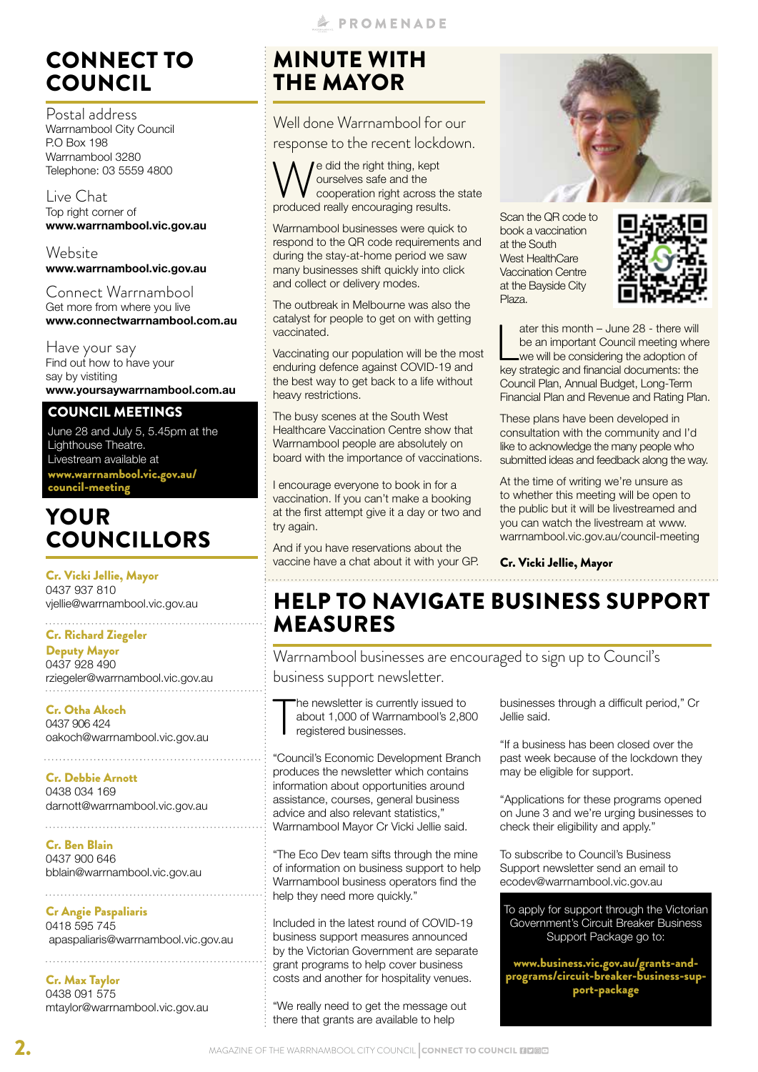# CONNECT TO COUNCIL

Postal address
Warrnambool City Council
P.O Box 198
Warrnambool 3280
Telephone: 03 5559 4800

Live Chat
Top right corner of
**www.warrnambool.vic.gov.au**

Website
**www.warrnambool.vic.gov.au**

Connect Warrnambool
Get more from where you live
**www.connectwarrnambool.com.au**

Have your say
Find out how to have your say by vistiting
**www.yoursaywarrnambool.com.au**

## COUNCIL MEETINGS

June 28 and July 5, 5.45pm at the Lighthouse Theatre.
Livestream available at
**www.warrnambool.vic.gov.au/council-meeting**

# YOUR COUNCILLORS

**Cr. Vicki Jellie, Mayor**
0437 937 810
vjellie@warrnambool.vic.gov.au

**Cr. Richard Ziegeler**
**Deputy Mayor**
0437 928 490
rziegeler@warrnambool.vic.gov.au

**Cr. Otha Akoch**
0437 906 424
oakoch@warrnambool.vic.gov.au

**Cr. Debbie Arnott**
0438 034 169
darnott@warrnambool.vic.gov.au

**Cr. Ben Blain**
0437 900 646
bblain@warrnambool.vic.gov.au

**Cr Angie Paspaliaris**
0418 595 745
apaspaliaris@warrnambool.vic.gov.au

**Cr. Max Taylor**
0438 091 575
mtaylor@warrnambool.vic.gov.au

# MINUTE WITH THE MAYOR

Well done Warrnambool for our response to the recent lockdown.

We did the right thing, kept ourselves safe and the cooperation right across the state produced really encouraging results.

Warrnambool businesses were quick to respond to the QR code requirements and during the stay-at-home period we saw many businesses shift quickly into click and collect or delivery modes.

The outbreak in Melbourne was also the catalyst for people to get on with getting vaccinated.

Vaccinating our population will be the most enduring defence against COVID-19 and the best way to get back to a life without heavy restrictions.

The busy scenes at the South West Healthcare Vaccination Centre show that Warrnambool people are absolutely on board with the importance of vaccinations.

I encourage everyone to book in for a vaccination. If you can't make a booking at the first attempt give it a day or two and try again.

And if you have reservations about the vaccine have a chat about it with your GP.

Scan the QR code to book a vaccination at the South West HealthCare Vaccination Centre at the Bayside City Plaza.

Later this month – June 28 - there will be an important Council meeting where we will be considering the adoption of key strategic and financial documents: the Council Plan, Annual Budget, Long-Term Financial Plan and Revenue and Rating Plan.

These plans have been developed in consultation with the community and I'd like to acknowledge the many people who submitted ideas and feedback along the way.

At the time of writing we're unsure as to whether this meeting will be open to the public but it will be livestreamed and you can watch the livestream at www.warrnambool.vic.gov.au/council-meeting

**Cr. Vicki Jellie, Mayor**

# HELP TO NAVIGATE BUSINESS SUPPORT MEASURES

Warrnambool businesses are encouraged to sign up to Council's business support newsletter.

The newsletter is currently issued to about 1,000 of Warrnambool's 2,800 registered businesses.

"Council's Economic Development Branch produces the newsletter which contains information about opportunities around assistance, courses, general business advice and also relevant statistics," Warrnambool Mayor Cr Vicki Jellie said.

"The Eco Dev team sifts through the mine of information on business support to help Warrnambool business operators find the help they need more quickly."

Included in the latest round of COVID-19 business support measures announced by the Victorian Government are separate grant programs to help cover business costs and another for hospitality venues.

"We really need to get the message out there that grants are available to help businesses through a difficult period," Cr Jellie said.

"If a business has been closed over the past week because of the lockdown they may be eligible for support.

"Applications for these programs opened on June 3 and we're urging businesses to check their eligibility and apply."

To subscribe to Council's Business Support newsletter send an email to ecodev@warrnambool.vic.gov.au

To apply for support through the Victorian Government's Circuit Breaker Business Support Package go to:

**www.business.vic.gov.au/grants-and-programs/circuit-breaker-business-support-package**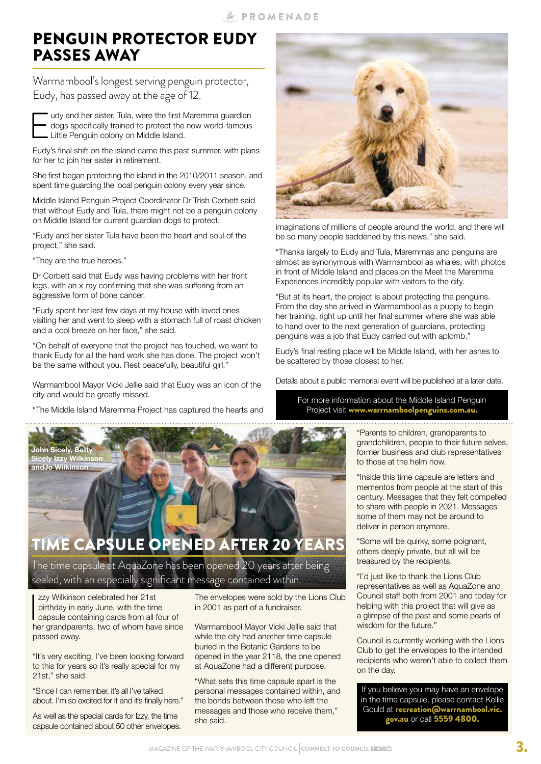# PENGUIN PROTECTOR EUDY PASSES AWAY

Warrnambool's longest serving penguin protector, Eudy, has passed away at the age of 12.

Eudy and her sister, Tula, were the first Maremma guardian dogs specifically trained to protect the now world-famous Little Penguin colony on Middle Island.

Eudy's final shift on the island came this past summer, with plans for her to join her sister in retirement.

She first began protecting the island in the 2010/2011 season, and spent time guarding the local penguin colony every year since.

Middle Island Penguin Project Coordinator Dr Trish Corbett said that without Eudy and Tula, there might not be a penguin colony on Middle Island for current guardian dogs to protect.

"Eudy and her sister Tula have been the heart and soul of the project," she said.

"They are the true heroes."

Dr Corbett said that Eudy was having problems with her front legs, with an x-ray confirming that she was suffering from an aggressive form of bone cancer.

"Eudy spent her last few days at my house with loved ones visiting her and went to sleep with a stomach full of roast chicken and a cool breeze on her face," she said.

"On behalf of everyone that the project has touched, we want to thank Eudy for all the hard work she has done. The project won't be the same without you. Rest peacefully, beautiful girl."

Warrnambool Mayor Vicki Jellie said that Eudy was an icon of the city and would be greatly missed.

"The Middle Island Maremma Project has captured the hearts and imaginations of millions of people around the world, and there will be so many people saddened by this news," she said.

"Thanks largely to Eudy and Tula, Maremmas and penguins are almost as synonymous with Warrnambool as whales, with photos in front of Middle Island and places on the Meet the Maremma Experiences incredibly popular with visitors to the city.

"But at its heart, the project is about protecting the penguins. From the day she arrived in Warrnambool as a puppy to begin her training, right up until her final summer where she was able to hand over to the next generation of guardians, protecting penguins was a job that Eudy carried out with aplomb."

Eudy's final resting place will be Middle Island, with her ashes to be scattered by those closest to her.

Details about a public memorial event will be published at a later date.

For more information about the Middle Island Penguin Project visit **www.warrnamboolpenguins.com.au.**

John Sicely, Betty Sicely Izzy Wilkinson andJo Wilkinson

# TIME CAPSULE OPENED AFTER 20 YEARS

The time capsule at AquaZone has been opened 20 years after being sealed, with an especially significant message contained within.

Izzy Wilkinson celebrated her 21st birthday in early June, with the time capsule containing cards from all four of her grandparents, two of whom have since passed away.

"It's very exciting, I've been looking forward to this for years so it's really special for my 21st," she said.

"Since I can remember, it's all I've talked about. I'm so excited for it and it's finally here."

As well as the special cards for Izzy, the time capsule contained about 50 other envelopes.

The envelopes were sold by the Lions Club in 2001 as part of a fundraiser.

Warrnambool Mayor Vicki Jellie said that while the city had another time capsule buried in the Botanic Gardens to be opened in the year 2118, the one opened at AquaZone had a different purpose.

"What sets this time capsule apart is the personal messages contained within, and the bonds between those who left the messages and those who receive them," she said.

"Parents to children, grandparents to grandchildren, people to their future selves, former business and club representatives to those at the helm now.

"Inside this time capsule are letters and mementos from people at the start of this century. Messages that they felt compelled to share with people in 2021. Messages some of them may not be around to deliver in person anymore.

"Some will be quirky, some poignant, others deeply private, but all will be treasured by the recipients.

"I'd just like to thank the Lions Club representatives as well as AquaZone and Council staff both from 2001 and today for helping with this project that will give as a glimpse of the past and some pearls of wisdom for the future."

Council is currently working with the Lions Club to get the envelopes to the intended recipients who weren't able to collect them on the day.

If you believe you may have an envelope in the time capsule, please contact Kellie Gould at **recreation@warrnambool.vic.gov.au** or call **5559 4800.**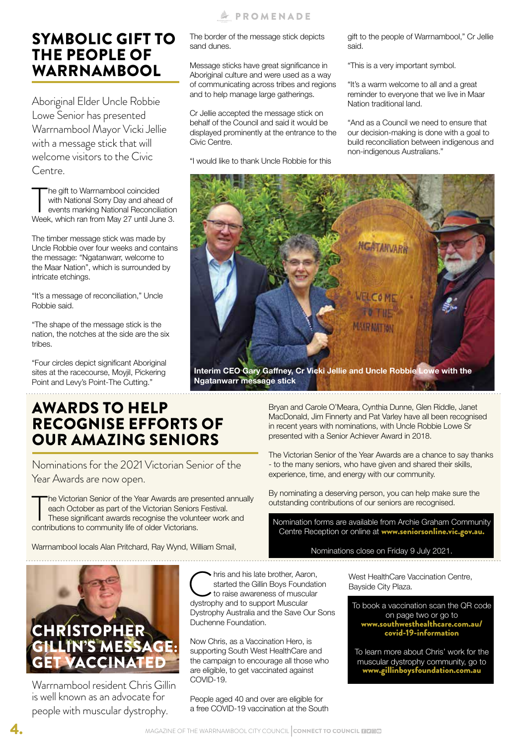# SYMBOLIC GIFT TO THE PEOPLE OF WARRNAMBOOL

Aboriginal Elder Uncle Robbie Lowe Senior has presented Warrnambool Mayor Vicki Jellie with a message stick that will welcome visitors to the Civic Centre.

The gift to Warrnambool coincided with National Sorry Day and ahead of events marking National Reconciliation Week, which ran from May 27 until June 3.

The timber message stick was made by Uncle Robbie over four weeks and contains the message: "Ngatanwarr, welcome to the Maar Nation", which is surrounded by intricate etchings.

"It's a message of reconciliation," Uncle Robbie said.

"The shape of the message stick is the nation, the notches at the side are the six tribes.

"Four circles depict significant Aboriginal sites at the racecourse, Moyjil, Pickering Point and Levy's Point-The Cutting."

The border of the message stick depicts sand dunes.

Message sticks have great significance in Aboriginal culture and were used as a way of communicating across tribes and regions and to help manage large gatherings.

Cr Jellie accepted the message stick on behalf of the Council and said it would be displayed prominently at the entrance to the Civic Centre.

"I would like to thank Uncle Robbie for this gift to the people of Warrnambool," Cr Jellie said.

"This is a very important symbol.

"It's a warm welcome to all and a great reminder to everyone that we live in Maar Nation traditional land.

"And as a Council we need to ensure that our decision-making is done with a goal to build reconciliation between indigenous and non-indigenous Australians."

**Interim CEO Gary Gaffney, Cr Vicki Jellie and Uncle Robbie Lowe with the Ngatanwarr message stick**

# AWARDS TO HELP RECOGNISE EFFORTS OF OUR AMAZING SENIORS

Nominations for the 2021 Victorian Senior of the Year Awards are now open.

The Victorian Senior of the Year Awards are presented annually each October as part of the Victorian Seniors Festival. These significant awards recognise the volunteer work and contributions to community life of older Victorians.

Warrnambool locals Alan Pritchard, Ray Wynd, William Smail, Bryan and Carole O'Meara, Cynthia Dunne, Glen Riddle, Janet MacDonald, Jim Finnerty and Pat Varley have all been recognised in recent years with nominations, with Uncle Robbie Lowe Sr presented with a Senior Achiever Award in 2018.

The Victorian Senior of the Year Awards are a chance to say thanks - to the many seniors, who have given and shared their skills, experience, time, and energy with our community.

By nominating a deserving person, you can help make sure the outstanding contributions of our seniors are recognised.

Nomination forms are available from Archie Graham Community Centre Reception or online at **www.seniorsonline.vic.gov.au.**

Nominations close on Friday 9 July 2021.

# CHRISTOPHER GILLIN'S MESSAGE: GET VACCINATED

Warrnambool resident Chris Gillin is well known as an advocate for people with muscular dystrophy.

Chris and his late brother, Aaron, started the Gillin Boys Foundation to raise awareness of muscular dystrophy and to support Muscular Dystrophy Australia and the Save Our Sons Duchenne Foundation.

Now Chris, as a Vaccination Hero, is supporting South West HealthCare and the campaign to encourage all those who are eligible, to get vaccinated against COVID-19.

People aged 40 and over are eligible for a free COVID-19 vaccination at the South West HealthCare Vaccination Centre, Bayside City Plaza.

To book a vaccination scan the QR code on page two or go to **www.southwesthealthcare.com.au/covid-19-information**

To learn more about Chris' work for the muscular dystrophy community, go to **www.gillinboysfoundation.com.au**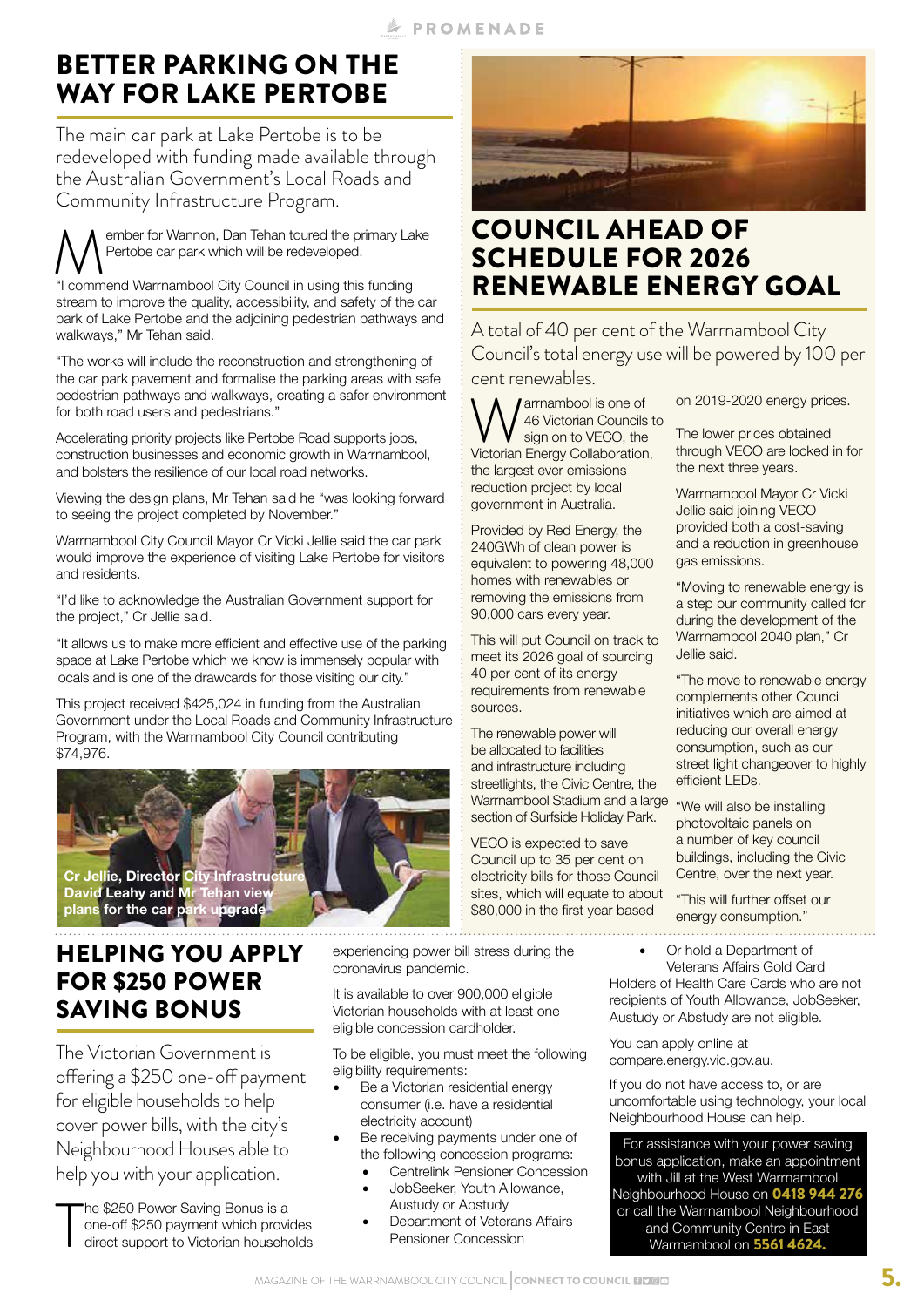## BETTER PARKING ON THE WAY FOR LAKE PERTOBE

The main car park at Lake Pertobe is to be redeveloped with funding made available through the Australian Government's Local Roads and Community Infrastructure Program.

Member for Wannon, Dan Tehan toured the primary Lake Pertobe car park which will be redeveloped.

"I commend Warrnambool City Council in using this funding stream to improve the quality, accessibility, and safety of the car park of Lake Pertobe and the adjoining pedestrian pathways and walkways," Mr Tehan said.

"The works will include the reconstruction and strengthening of the car park pavement and formalise the parking areas with safe pedestrian pathways and walkways, creating a safer environment for both road users and pedestrians."

Accelerating priority projects like Pertobe Road supports jobs, construction businesses and economic growth in Warrnambool, and bolsters the resilience of our local road networks.

Viewing the design plans, Mr Tehan said he "was looking forward to seeing the project completed by November."

Warrnambool City Council Mayor Cr Vicki Jellie said the car park would improve the experience of visiting Lake Pertobe for visitors and residents.

"I'd like to acknowledge the Australian Government support for the project," Cr Jellie said.

"It allows us to make more efficient and effective use of the parking space at Lake Pertobe which we know is immensely popular with locals and is one of the drawcards for those visiting our city."

This project received $425,024 in funding from the Australian Government under the Local Roads and Community Infrastructure Program, with the Warrnambool City Council contributing $74,976.

Cr Jellie, Director City Infrastructure David Leahy and Mr Tehan view plans for the car park upgrade

## COUNCIL AHEAD OF SCHEDULE FOR 2026 RENEWABLE ENERGY GOAL

A total of 40 per cent of the Warrnambool City Council's total energy use will be powered by 100 per cent renewables.

Warrnambool is one of 46 Victorian Councils to sign on to VECO, the Victorian Energy Collaboration, the largest ever emissions reduction project by local government in Australia.

Provided by Red Energy, the 240GWh of clean power is equivalent to powering 48,000 homes with renewables or removing the emissions from 90,000 cars every year.

This will put Council on track to meet its 2026 goal of sourcing 40 per cent of its energy requirements from renewable sources.

The renewable power will be allocated to facilities and infrastructure including streetlights, the Civic Centre, the Warrnambool Stadium and a large section of Surfside Holiday Park.

VECO is expected to save Council up to 35 per cent on electricity bills for those Council sites, which will equate to about $80,000 in the first year based on 2019-2020 energy prices.

The lower prices obtained through VECO are locked in for the next three years.

Warrnambool Mayor Cr Vicki Jellie said joining VECO provided both a cost-saving and a reduction in greenhouse gas emissions.

"Moving to renewable energy is a step our community called for during the development of the Warrnambool 2040 plan," Cr Jellie said.

"The move to renewable energy complements other Council initiatives which are aimed at reducing our overall energy consumption, such as our street light changeover to highly efficient LEDs.

"We will also be installing photovoltaic panels on a number of key council buildings, including the Civic Centre, over the next year.

"This will further offset our energy consumption."

## HELPING YOU APPLY FOR $250 POWER SAVING BONUS

The Victorian Government is offering a $250 one-off payment for eligible households to help cover power bills, with the city's Neighbourhood Houses able to help you with your application.

The $250 Power Saving Bonus is a one-off $250 payment which provides direct support to Victorian households experiencing power bill stress during the coronavirus pandemic.

It is available to over 900,000 eligible Victorian households with at least one eligible concession cardholder.

To be eligible, you must meet the following eligibility requirements:

- Be a Victorian residential energy consumer (i.e. have a residential electricity account)
- Be receiving payments under one of the following concession programs:
  - Centrelink Pensioner Concession
  - JobSeeker, Youth Allowance, Austudy or Abstudy
  - Department of Veterans Affairs Pensioner Concession
  - Or hold a Department of Veterans Affairs Gold Card

Holders of Health Care Cards who are not recipients of Youth Allowance, JobSeeker, Austudy or Abstudy are not eligible.

You can apply online at compare.energy.vic.gov.au.

If you do not have access to, or are uncomfortable using technology, your local Neighbourhood House can help.

For assistance with your power saving bonus application, make an appointment with Jill at the West Warrnambool Neighbourhood House on **0418 944 276** or call the Warrnambool Neighbourhood and Community Centre in East Warrnambool on **5561 4624.**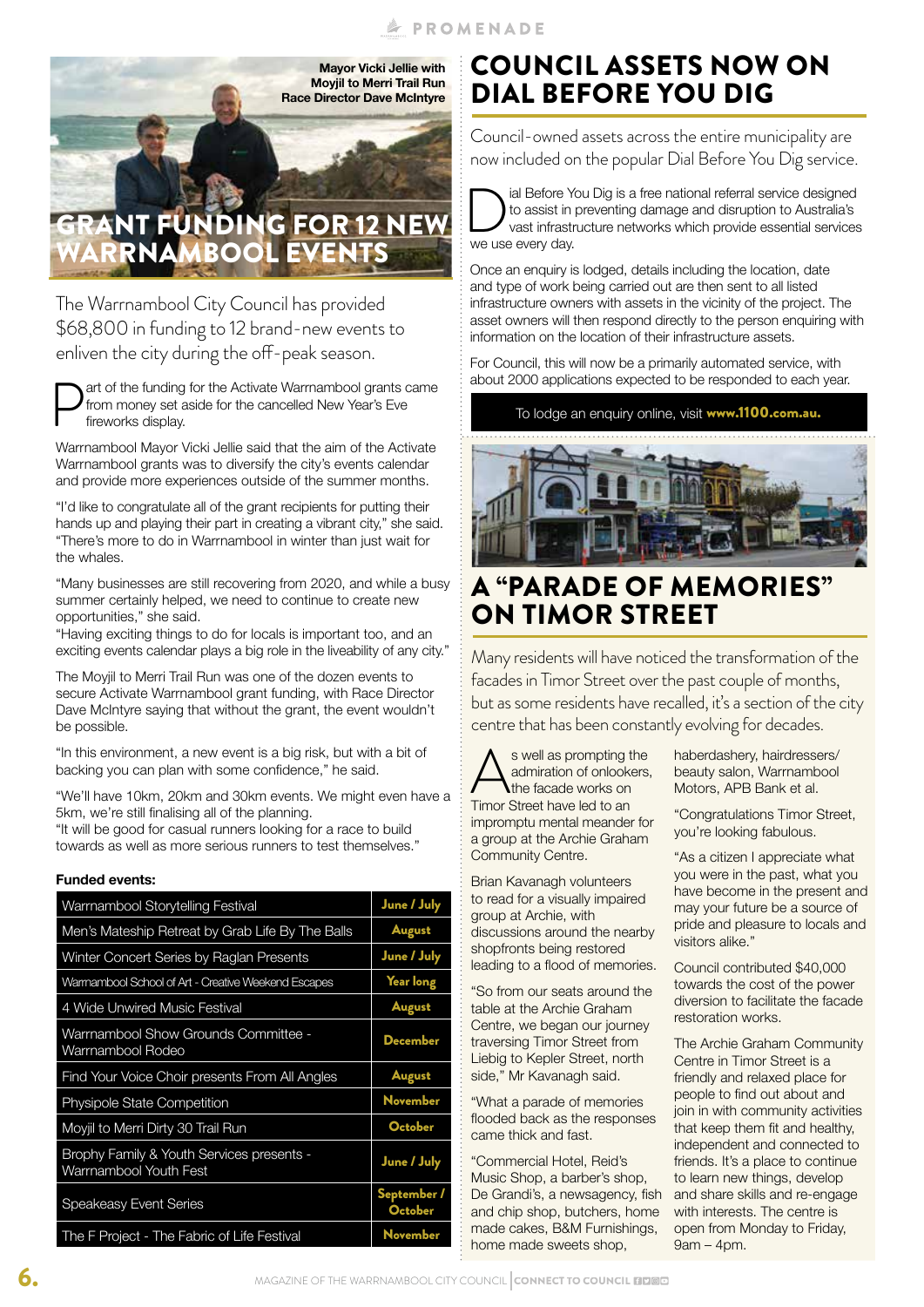Mayor Vicki Jellie with Moyjil to Merri Trail Run Race Director Dave McIntyre

# GRANT FUNDING FOR 12 NEW WARRNAMBOOL EVENTS

The Warrnambool City Council has provided $68,800 in funding to 12 brand-new events to enliven the city during the off-peak season.

Part of the funding for the Activate Warrnambool grants came from money set aside for the cancelled New Year's Eve fireworks display.

Warrnambool Mayor Vicki Jellie said that the aim of the Activate Warrnambool grants was to diversify the city's events calendar and provide more experiences outside of the summer months.

"I'd like to congratulate all of the grant recipients for putting their hands up and playing their part in creating a vibrant city," she said. "There's more to do in Warrnambool in winter than just wait for the whales.

"Many businesses are still recovering from 2020, and while a busy summer certainly helped, we need to continue to create new opportunities," she said.
"Having exciting things to do for locals is important too, and an exciting events calendar plays a big role in the liveability of any city."

The Moyjil to Merri Trail Run was one of the dozen events to secure Activate Warrnambool grant funding, with Race Director Dave McIntyre saying that without the grant, the event wouldn't be possible.

"In this environment, a new event is a big risk, but with a bit of backing you can plan with some confidence," he said.

"We'll have 10km, 20km and 30km events. We might even have a 5km, we're still finalising all of the planning.
"It will be good for casual runners looking for a race to build towards as well as more serious runners to test themselves."

**Funded events:**

| | |
|---|---|
| Warrnambool Storytelling Festival | June / July |
| Men's Mateship Retreat by Grab Life By The Balls | August |
| Winter Concert Series by Raglan Presents | June / July |
| Warrnambool School of Art - Creative Weekend Escapes | Year long |
| 4 Wide Unwired Music Festival | August |
| Warrnambool Show Grounds Committee - Warrnambool Rodeo | December |
| Find Your Voice Choir presents From All Angles | August |
| Physipole State Competition | November |
| Moyjil to Merri Dirty 30 Trail Run | October |
| Brophy Family & Youth Services presents - Warrnambool Youth Fest | June / July |
| Speakeasy Event Series | September / October |
| The F Project - The Fabric of Life Festival | November |

# COUNCIL ASSETS NOW ON DIAL BEFORE YOU DIG

Council-owned assets across the entire municipality are now included on the popular Dial Before You Dig service.

Dial Before You Dig is a free national referral service designed to assist in preventing damage and disruption to Australia's vast infrastructure networks which provide essential services we use every day.

Once an enquiry is lodged, details including the location, date and type of work being carried out are then sent to all listed infrastructure owners with assets in the vicinity of the project. The asset owners will then respond directly to the person enquiring with information on the location of their infrastructure assets.

For Council, this will now be a primarily automated service, with about 2000 applications expected to be responded to each year.

To lodge an enquiry online, visit **www.1100.com.au.**

# A "PARADE OF MEMORIES" ON TIMOR STREET

Many residents will have noticed the transformation of the facades in Timor Street over the past couple of months, but as some residents have recalled, it's a section of the city centre that has been constantly evolving for decades.

As well as prompting the admiration of onlookers, the facade works on Timor Street have led to an impromptu mental meander for a group at the Archie Graham Community Centre.

Brian Kavanagh volunteers to read for a visually impaired group at Archie, with discussions around the nearby shopfronts being restored leading to a flood of memories.

"So from our seats around the table at the Archie Graham Centre, we began our journey traversing Timor Street from Liebig to Kepler Street, north side," Mr Kavanagh said.

"What a parade of memories flooded back as the responses came thick and fast.

"Commercial Hotel, Reid's Music Shop, a barber's shop, De Grandi's, a newsagency, fish and chip shop, butchers, home made cakes, B&M Furnishings, home made sweets shop, haberdashery, hairdressers/ beauty salon, Warrnambool Motors, APB Bank et al.

"Congratulations Timor Street, you're looking fabulous.

"As a citizen I appreciate what you were in the past, what you have become in the present and may your future be a source of pride and pleasure to locals and visitors alike."

Council contributed $40,000 towards the cost of the power diversion to facilitate the facade restoration works.

The Archie Graham Community Centre in Timor Street is a friendly and relaxed place for people to find out about and join in with community activities that keep them fit and healthy, independent and connected to friends. It's a place to continue to learn new things, develop and share skills and re-engage with interests. The centre is open from Monday to Friday, 9am – 4pm.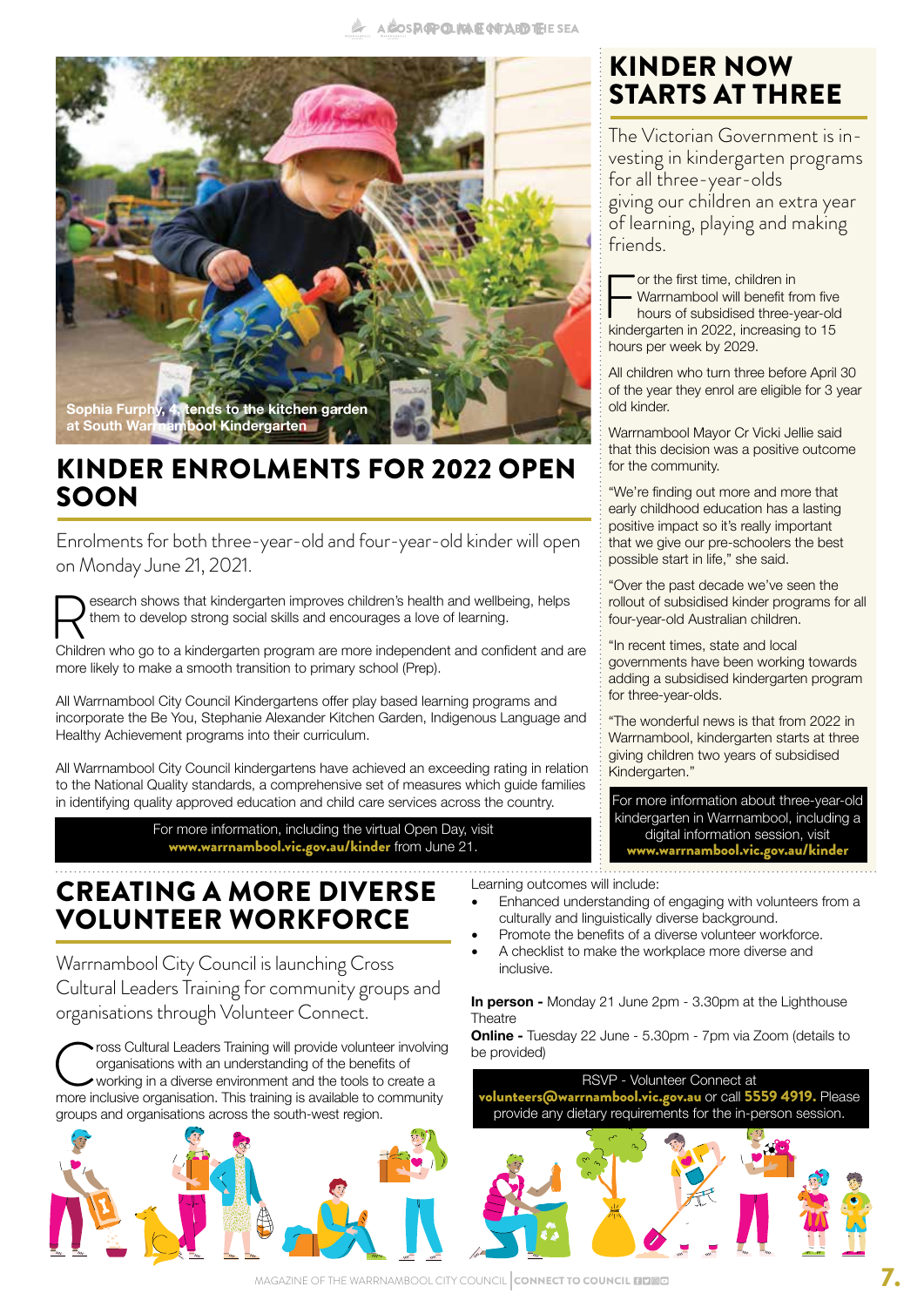Sophia Furphy, 4, tends to the kitchen garden at South Warrnambool Kindergarten

## KINDER ENROLMENTS FOR 2022 OPEN SOON

Enrolments for both three-year-old and four-year-old kinder will open on Monday June 21, 2021.

Research shows that kindergarten improves children's health and wellbeing, helps them to develop strong social skills and encourages a love of learning.

Children who go to a kindergarten program are more independent and confident and are more likely to make a smooth transition to primary school (Prep).

All Warrnambool City Council Kindergartens offer play based learning programs and incorporate the Be You, Stephanie Alexander Kitchen Garden, Indigenous Language and Healthy Achievement programs into their curriculum.

All Warrnambool City Council kindergartens have achieved an exceeding rating in relation to the National Quality standards, a comprehensive set of measures which guide families in identifying quality approved education and child care services across the country.

For more information, including the virtual Open Day, visit **www.warrnambool.vic.gov.au/kinder** from June 21.

## KINDER NOW STARTS AT THREE

The Victorian Government is investing in kindergarten programs for all three-year-olds giving our children an extra year of learning, playing and making friends.

For the first time, children in Warrnambool will benefit from five hours of subsidised three-year-old kindergarten in 2022, increasing to 15 hours per week by 2029.

All children who turn three before April 30 of the year they enrol are eligible for 3 year old kinder.

Warrnambool Mayor Cr Vicki Jellie said that this decision was a positive outcome for the community.

"We're finding out more and more that early childhood education has a lasting positive impact so it's really important that we give our pre-schoolers the best possible start in life," she said.

"Over the past decade we've seen the rollout of subsidised kinder programs for all four-year-old Australian children.

"In recent times, state and local governments have been working towards adding a subsidised kindergarten program for three-year-olds.

"The wonderful news is that from 2022 in Warrnambool, kindergarten starts at three giving children two years of subsidised Kindergarten."

For more information about three-year-old kindergarten in Warrnambool, including a digital information session, visit **www.warrnambool.vic.gov.au/kinder**

## CREATING A MORE DIVERSE VOLUNTEER WORKFORCE

Warrnambool City Council is launching Cross Cultural Leaders Training for community groups and organisations through Volunteer Connect.

Cross Cultural Leaders Training will provide volunteer involving organisations with an understanding of the benefits of working in a diverse environment and the tools to create a more inclusive organisation. This training is available to community groups and organisations across the south-west region.

Learning outcomes will include:

- Enhanced understanding of engaging with volunteers from a culturally and linguistically diverse background.
- Promote the benefits of a diverse volunteer workforce.
- A checklist to make the workplace more diverse and inclusive.

**In person -** Monday 21 June 2pm - 3.30pm at the Lighthouse Theatre

**Online -** Tuesday 22 June - 5.30pm - 7pm via Zoom (details to be provided)

RSVP - Volunteer Connect at **volunteers@warrnambool.vic.gov.au** or call **5559 4919.** Please provide any dietary requirements for the in-person session.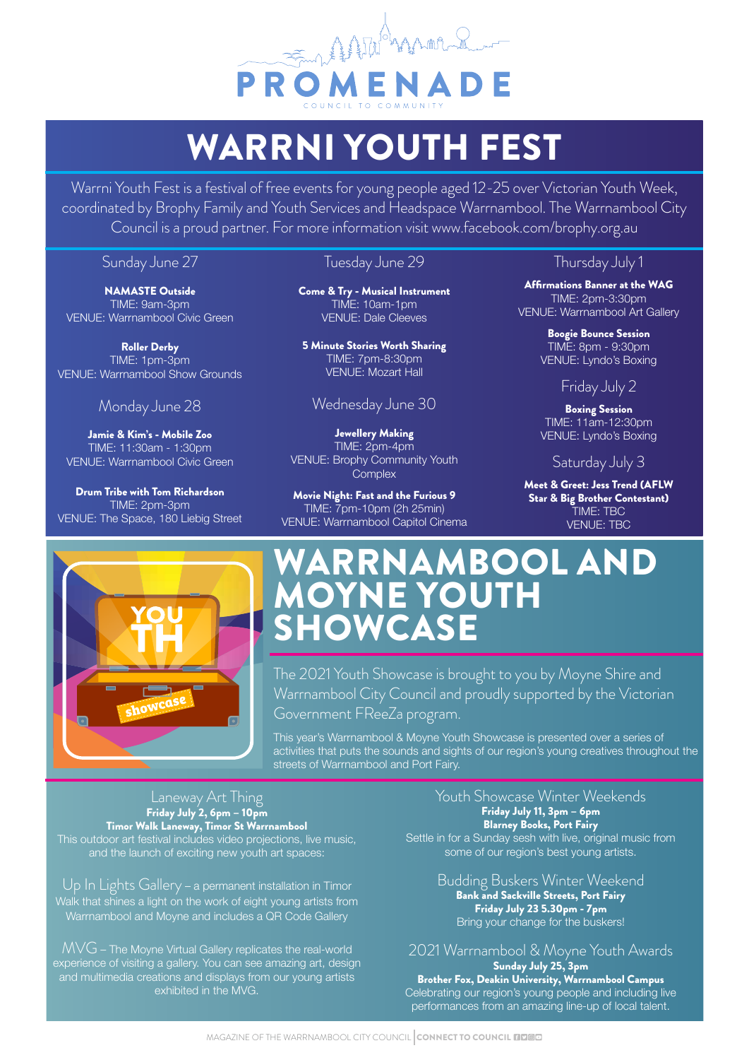PROMENADE

COUNCIL TO COMMUNITY

# WARRNI YOUTH FEST

Warrni Youth Fest is a festival of free events for young people aged 12-25 over Victorian Youth Week, coordinated by Brophy Family and Youth Services and Headspace Warrnambool. The Warrnambool City Council is a proud partner. For more information visit www.facebook.com/brophy.org.au

### Sunday June 27

**NAMASTE Outside**
TIME: 9am-3pm
VENUE: Warrnambool Civic Green

**Roller Derby**
TIME: 1pm-3pm
VENUE: Warrnambool Show Grounds

### Monday June 28

**Jamie & Kim's - Mobile Zoo**
TIME: 11:30am - 1:30pm
VENUE: Warrnambool Civic Green

**Drum Tribe with Tom Richardson**
TIME: 2pm-3pm
VENUE: The Space, 180 Liebig Street

### Tuesday June 29

**Come & Try - Musical Instrument**
TIME: 10am-1pm
VENUE: Dale Cleeves

**5 Minute Stories Worth Sharing**
TIME: 7pm-8:30pm
VENUE: Mozart Hall

### Wednesday June 30

**Jewellery Making**
TIME: 2pm-4pm
VENUE: Brophy Community Youth Complex

**Movie Night: Fast and the Furious 9**
TIME: 7pm-10pm (2h 25min)
VENUE: Warrnambool Capitol Cinema

### Thursday July 1

**Affirmations Banner at the WAG**
TIME: 2pm-3:30pm
VENUE: Warrnambool Art Gallery

**Boogie Bounce Session**
TIME: 8pm - 9:30pm
VENUE: Lyndo's Boxing

### Friday July 2

**Boxing Session**
TIME: 11am-12:30pm
VENUE: Lyndo's Boxing

### Saturday July 3

**Meet & Greet: Jess Trend (AFLW Star & Big Brother Contestant)**
TIME: TBC
VENUE: TBC

# WARRNAMBOOL AND MOYNE YOUTH SHOWCASE

The 2021 Youth Showcase is brought to you by Moyne Shire and Warrnambool City Council and proudly supported by the Victorian Government FReeZa program.

This year's Warrnambool & Moyne Youth Showcase is presented over a series of activities that puts the sounds and sights of our region's young creatives throughout the streets of Warrnambool and Port Fairy.

### Laneway Art Thing

**Friday July 2, 6pm – 10pm**
**Timor Walk Laneway, Timor St Warrnambool**
This outdoor art festival includes video projections, live music, and the launch of exciting new youth art spaces:

**Up In Lights Gallery** – a permanent installation in Timor Walk that shines a light on the work of eight young artists from Warrnambool and Moyne and includes a QR Code Gallery

**MVG** – The Moyne Virtual Gallery replicates the real-world experience of visiting a gallery. You can see amazing art, design and multimedia creations and displays from our young artists exhibited in the MVG.

### Youth Showcase Winter Weekends

**Friday July 11, 3pm – 6pm**
**Blarney Books, Port Fairy**
Settle in for a Sunday sesh with live, original music from some of our region's best young artists.

### Budding Buskers Winter Weekend

**Bank and Sackville Streets, Port Fairy**
**Friday July 23 5.30pm - 7pm**
Bring your change for the buskers!

### 2021 Warrnambool & Moyne Youth Awards

**Sunday July 25, 3pm**
**Brother Fox, Deakin University, Warrnambool Campus**
Celebrating our region's young people and including live performances from an amazing line-up of local talent.